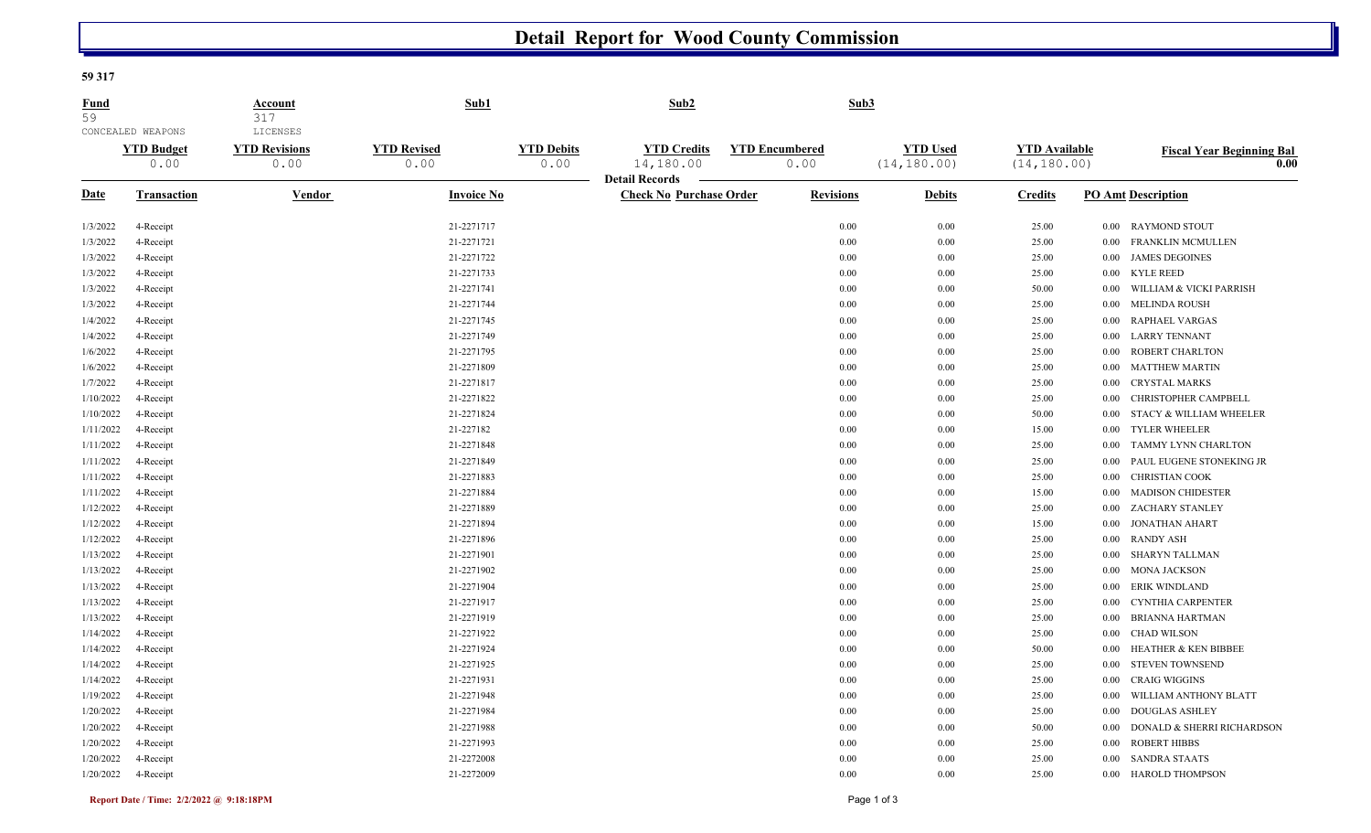# Detail Report for Wood County Commission

**59 317**

| Fund | Account | Sub1 | Sub2 | Sub3 |
|---|---|---|---|---|
| 59 | 317 | | | |
| CONCEALED WEAPONS | LICENSES | | | |

| YTD Budget | YTD Revisions | YTD Revised | YTD Debits | YTD Credits | YTD Encumbered | YTD Used | YTD Available | Fiscal Year Beginning Bal |
|---|---|---|---|---|---|---|---|---|
| 0.00 | 0.00 | 0.00 | 0.00 | 14,180.00 | 0.00 | (14,180.00) | (14,180.00) | 0.00 |

**Detail Records**

| Date | Transaction | Vendor | Invoice No | Check No | Purchase Order | Revisions | Debits | Credits | PO Amt | Description |
|---|---|---|---|---|---|---|---|---|---|---|
| 1/3/2022 | 4-Receipt | | 21-2271717 | | | 0.00 | 0.00 | 25.00 | 0.00 | RAYMOND STOUT |
| 1/3/2022 | 4-Receipt | | 21-2271721 | | | 0.00 | 0.00 | 25.00 | 0.00 | FRANKLIN MCMULLEN |
| 1/3/2022 | 4-Receipt | | 21-2271722 | | | 0.00 | 0.00 | 25.00 | 0.00 | JAMES DEGOINES |
| 1/3/2022 | 4-Receipt | | 21-2271733 | | | 0.00 | 0.00 | 25.00 | 0.00 | KYLE REED |
| 1/3/2022 | 4-Receipt | | 21-2271741 | | | 0.00 | 0.00 | 50.00 | 0.00 | WILLIAM & VICKI PARRISH |
| 1/3/2022 | 4-Receipt | | 21-2271744 | | | 0.00 | 0.00 | 25.00 | 0.00 | MELINDA ROUSH |
| 1/4/2022 | 4-Receipt | | 21-2271745 | | | 0.00 | 0.00 | 25.00 | 0.00 | RAPHAEL VARGAS |
| 1/4/2022 | 4-Receipt | | 21-2271749 | | | 0.00 | 0.00 | 25.00 | 0.00 | LARRY TENNANT |
| 1/6/2022 | 4-Receipt | | 21-2271795 | | | 0.00 | 0.00 | 25.00 | 0.00 | ROBERT CHARLTON |
| 1/6/2022 | 4-Receipt | | 21-2271809 | | | 0.00 | 0.00 | 25.00 | 0.00 | MATTHEW MARTIN |
| 1/7/2022 | 4-Receipt | | 21-2271817 | | | 0.00 | 0.00 | 25.00 | 0.00 | CRYSTAL MARKS |
| 1/10/2022 | 4-Receipt | | 21-2271822 | | | 0.00 | 0.00 | 25.00 | 0.00 | CHRISTOPHER CAMPBELL |
| 1/10/2022 | 4-Receipt | | 21-2271824 | | | 0.00 | 0.00 | 50.00 | 0.00 | STACY & WILLIAM WHEELER |
| 1/11/2022 | 4-Receipt | | 21-227182 | | | 0.00 | 0.00 | 15.00 | 0.00 | TYLER WHEELER |
| 1/11/2022 | 4-Receipt | | 21-2271848 | | | 0.00 | 0.00 | 25.00 | 0.00 | TAMMY LYNN CHARLTON |
| 1/11/2022 | 4-Receipt | | 21-2271849 | | | 0.00 | 0.00 | 25.00 | 0.00 | PAUL EUGENE STONEKING JR |
| 1/11/2022 | 4-Receipt | | 21-2271883 | | | 0.00 | 0.00 | 25.00 | 0.00 | CHRISTIAN COOK |
| 1/11/2022 | 4-Receipt | | 21-2271884 | | | 0.00 | 0.00 | 15.00 | 0.00 | MADISON CHIDESTER |
| 1/12/2022 | 4-Receipt | | 21-2271889 | | | 0.00 | 0.00 | 25.00 | 0.00 | ZACHARY STANLEY |
| 1/12/2022 | 4-Receipt | | 21-2271894 | | | 0.00 | 0.00 | 15.00 | 0.00 | JONATHAN AHART |
| 1/12/2022 | 4-Receipt | | 21-2271896 | | | 0.00 | 0.00 | 25.00 | 0.00 | RANDY ASH |
| 1/13/2022 | 4-Receipt | | 21-2271901 | | | 0.00 | 0.00 | 25.00 | 0.00 | SHARYN TALLMAN |
| 1/13/2022 | 4-Receipt | | 21-2271902 | | | 0.00 | 0.00 | 25.00 | 0.00 | MONA JACKSON |
| 1/13/2022 | 4-Receipt | | 21-2271904 | | | 0.00 | 0.00 | 25.00 | 0.00 | ERIK WINDLAND |
| 1/13/2022 | 4-Receipt | | 21-2271917 | | | 0.00 | 0.00 | 25.00 | 0.00 | CYNTHIA CARPENTER |
| 1/13/2022 | 4-Receipt | | 21-2271919 | | | 0.00 | 0.00 | 25.00 | 0.00 | BRIANNA HARTMAN |
| 1/14/2022 | 4-Receipt | | 21-2271922 | | | 0.00 | 0.00 | 25.00 | 0.00 | CHAD WILSON |
| 1/14/2022 | 4-Receipt | | 21-2271924 | | | 0.00 | 0.00 | 50.00 | 0.00 | HEATHER & KEN BIBBEE |
| 1/14/2022 | 4-Receipt | | 21-2271925 | | | 0.00 | 0.00 | 25.00 | 0.00 | STEVEN TOWNSEND |
| 1/14/2022 | 4-Receipt | | 21-2271931 | | | 0.00 | 0.00 | 25.00 | 0.00 | CRAIG WIGGINS |
| 1/19/2022 | 4-Receipt | | 21-2271948 | | | 0.00 | 0.00 | 25.00 | 0.00 | WILLIAM ANTHONY BLATT |
| 1/20/2022 | 4-Receipt | | 21-2271984 | | | 0.00 | 0.00 | 25.00 | 0.00 | DOUGLAS ASHLEY |
| 1/20/2022 | 4-Receipt | | 21-2271988 | | | 0.00 | 0.00 | 50.00 | 0.00 | DONALD & SHERRI RICHARDSON |
| 1/20/2022 | 4-Receipt | | 21-2271993 | | | 0.00 | 0.00 | 25.00 | 0.00 | ROBERT HIBBS |
| 1/20/2022 | 4-Receipt | | 21-2272008 | | | 0.00 | 0.00 | 25.00 | 0.00 | SANDRA STAATS |
| 1/20/2022 | 4-Receipt | | 21-2272009 | | | 0.00 | 0.00 | 25.00 | 0.00 | HAROLD THOMPSON |

**Report Date / Time: 2/2/2022 @ 9:18:18PM**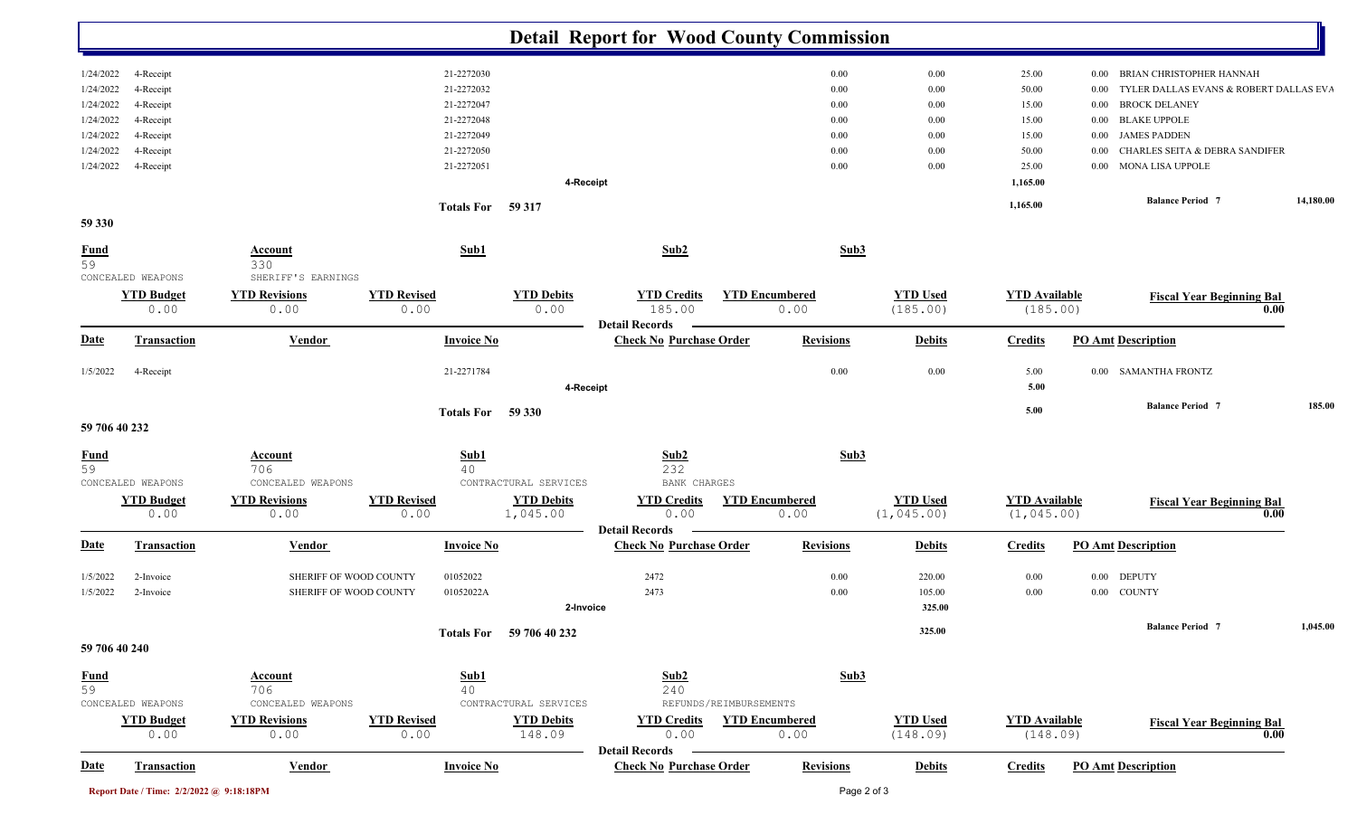# Detail Report for Wood County Commission

| Date | Transaction | Vendor | Invoice No | Check No | Purchase Order | Revisions | Debits | Credits | PO Amt | Description |
|---|---|---|---|---|---|---|---|---|---|---|
| 1/24/2022 | 4-Receipt | | 21-2272030 | | | 0.00 | 0.00 | 25.00 | 0.00 | BRIAN CHRISTOPHER HANNAH |
| 1/24/2022 | 4-Receipt | | 21-2272032 | | | 0.00 | 0.00 | 50.00 | 0.00 | TYLER DALLAS EVANS & ROBERT DALLAS EVA |
| 1/24/2022 | 4-Receipt | | 21-2272047 | | | 0.00 | 0.00 | 15.00 | 0.00 | BROCK DELANEY |
| 1/24/2022 | 4-Receipt | | 21-2272048 | | | 0.00 | 0.00 | 15.00 | 0.00 | BLAKE UPPOLE |
| 1/24/2022 | 4-Receipt | | 21-2272049 | | | 0.00 | 0.00 | 15.00 | 0.00 | JAMES PADDEN |
| 1/24/2022 | 4-Receipt | | 21-2272050 | | | 0.00 | 0.00 | 50.00 | 0.00 | CHARLES SEITA & DEBRA SANDIFER |
| 1/24/2022 | 4-Receipt | | 21-2272051 | | | 0.00 | 0.00 | 25.00 | 0.00 | MONA LISA UPPOLE |
| | | | | 4-Receipt | | | | 1,165.00 | | |

**Totals For 59 317** — Credits: 1,165.00 — **Balance Period 7**: 14,180.00

## 59 330

| Fund | Account | Sub1 | Sub2 | Sub3 |
|---|---|---|---|---|
| 59 CONCEALED WEAPONS | 330 SHERIFF'S EARNINGS | | | |

| YTD Budget | YTD Revisions | YTD Revised | YTD Debits | YTD Credits | YTD Encumbered | YTD Used | YTD Available | Fiscal Year Beginning Bal |
|---|---|---|---|---|---|---|---|---|
| 0.00 | 0.00 | 0.00 | 0.00 | 185.00 | 0.00 | (185.00) | (185.00) | 0.00 |

**Detail Records**

| Date | Transaction | Vendor | Invoice No | Check No | Purchase Order | Revisions | Debits | Credits | PO Amt | Description |
|---|---|---|---|---|---|---|---|---|---|---|
| 1/5/2022 | 4-Receipt | | 21-2271784 | | | 0.00 | 0.00 | 5.00 | 0.00 | SAMANTHA FRONTZ |
| | | | | 4-Receipt | | | | 5.00 | | |

**Totals For 59 330** — Credits: 5.00 — **Balance Period 7**: 185.00

## 59 706 40 232

| Fund | Account | Sub1 | Sub2 | Sub3 |
|---|---|---|---|---|
| 59 CONCEALED WEAPONS | 706 CONCEALED WEAPONS | 40 CONTRACTURAL SERVICES | 232 BANK CHARGES | |

| YTD Budget | YTD Revisions | YTD Revised | YTD Debits | YTD Credits | YTD Encumbered | YTD Used | YTD Available | Fiscal Year Beginning Bal |
|---|---|---|---|---|---|---|---|---|
| 0.00 | 0.00 | 0.00 | 1,045.00 | 0.00 | 0.00 | (1,045.00) | (1,045.00) | 0.00 |

**Detail Records**

| Date | Transaction | Vendor | Invoice No | Check No | Purchase Order | Revisions | Debits | Credits | PO Amt | Description |
|---|---|---|---|---|---|---|---|---|---|---|
| 1/5/2022 | 2-Invoice | SHERIFF OF WOOD COUNTY | 01052022 | 2472 | | 0.00 | 220.00 | 0.00 | 0.00 | DEPUTY |
| 1/5/2022 | 2-Invoice | SHERIFF OF WOOD COUNTY | 01052022A | 2473 | | 0.00 | 105.00 | 0.00 | 0.00 | COUNTY |
| | | | | 2-Invoice | | | 325.00 | | | |

**Totals For 59 706 40 232** — Debits: 325.00 — **Balance Period 7**: 1,045.00

## 59 706 40 240

| Fund | Account | Sub1 | Sub2 | Sub3 |
|---|---|---|---|---|
| 59 CONCEALED WEAPONS | 706 CONCEALED WEAPONS | 40 CONTRACTURAL SERVICES | 240 REFUNDS/REIMBURSEMENTS | |

| YTD Budget | YTD Revisions | YTD Revised | YTD Debits | YTD Credits | YTD Encumbered | YTD Used | YTD Available | Fiscal Year Beginning Bal |
|---|---|---|---|---|---|---|---|---|
| 0.00 | 0.00 | 0.00 | 148.09 | 0.00 | 0.00 | (148.09) | (148.09) | 0.00 |

**Detail Records**

| Date | Transaction | Vendor | Invoice No | Check No | Purchase Order | Revisions | Debits | Credits | PO Amt | Description |
|---|---|---|---|---|---|---|---|---|---|---|

Report Date / Time: 2/2/2022 @ 9:18:18PM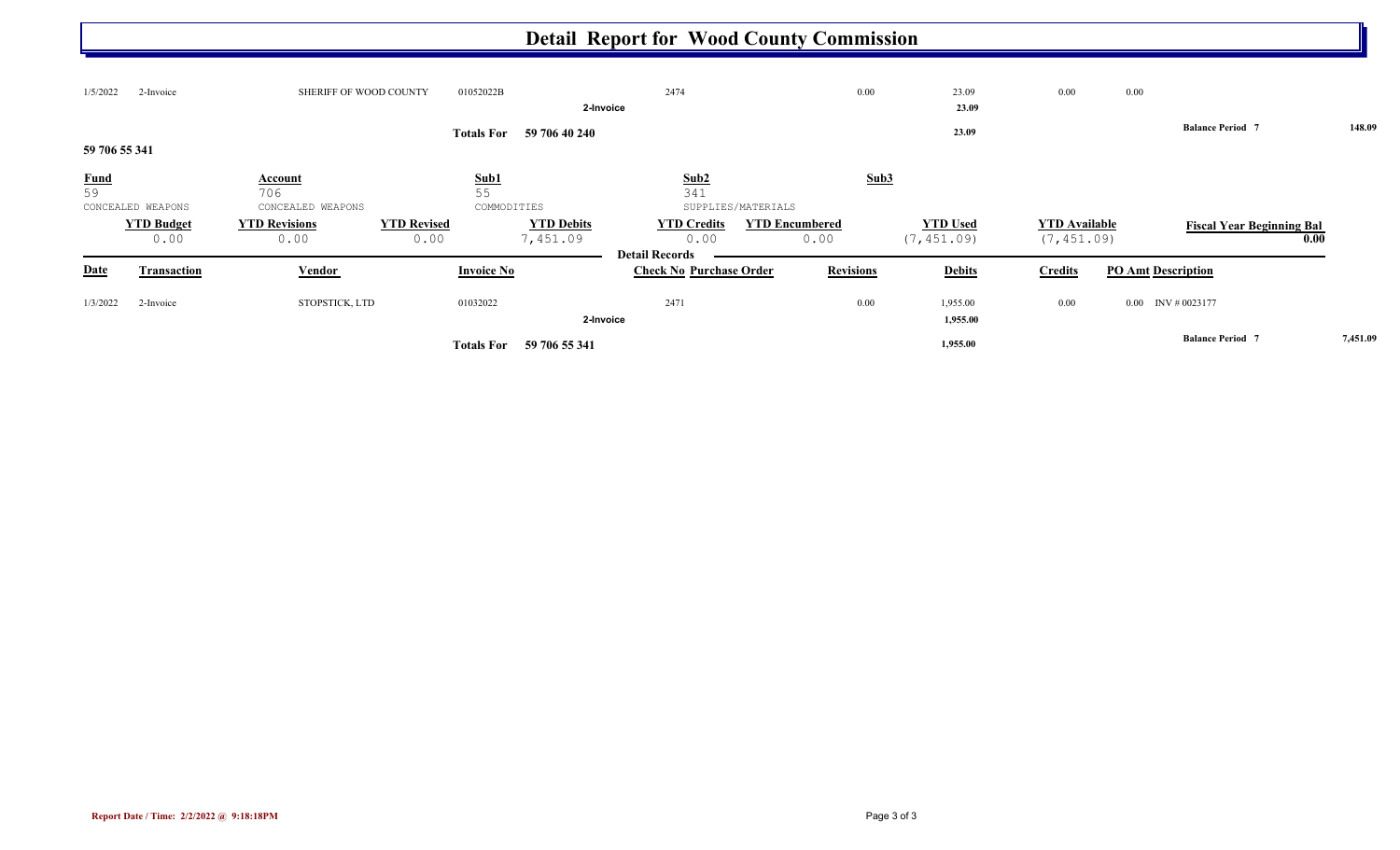# Detail Report for Wood County Commission

| Date | Transaction | Vendor | Invoice No | Check No | Purchase Order | Revisions | Debits | Credits | PO Amt | Description |
|---|---|---|---|---|---|---|---|---|---|---|
| 1/5/2022 | 2-Invoice | SHERIFF OF WOOD COUNTY | 01052022B | 2474 | | 0.00 | 23.09 | 0.00 | 0.00 | |
| | | | 2-Invoice | | | | 23.09 | | | |
| | | | Totals For 59 706 40 240 | | | | 23.09 | | | Balance Period 7 148.09 |

**59 706 55 341**

| Fund | Account | Sub1 | Sub2 | Sub3 |
|---|---|---|---|---|
| 59 | 706 | 55 | 341 | |
| CONCEALED WEAPONS | CONCEALED WEAPONS | COMMODITIES | SUPPLIES/MATERIALS | |

| YTD Budget | YTD Revisions | YTD Revised | YTD Debits | YTD Credits | YTD Encumbered | YTD Used | YTD Available | Fiscal Year Beginning Bal |
|---|---|---|---|---|---|---|---|---|
| 0.00 | 0.00 | 0.00 | 7,451.09 | 0.00 | 0.00 | (7,451.09) | (7,451.09) | 0.00 |

**Detail Records**

| Date | Transaction | Vendor | Invoice No | Check No | Purchase Order | Revisions | Debits | Credits | PO Amt | Description |
|---|---|---|---|---|---|---|---|---|---|---|
| 1/3/2022 | 2-Invoice | STOPSTICK, LTD | 01032022 | 2471 | | 0.00 | 1,955.00 | 0.00 | 0.00 | INV # 0023177 |
| | | | 2-Invoice | | | | 1,955.00 | | | |
| | | | Totals For 59 706 55 341 | | | | 1,955.00 | | | Balance Period 7 7,451.09 |

Report Date / Time: 2/2/2022 @ 9:18:18PM